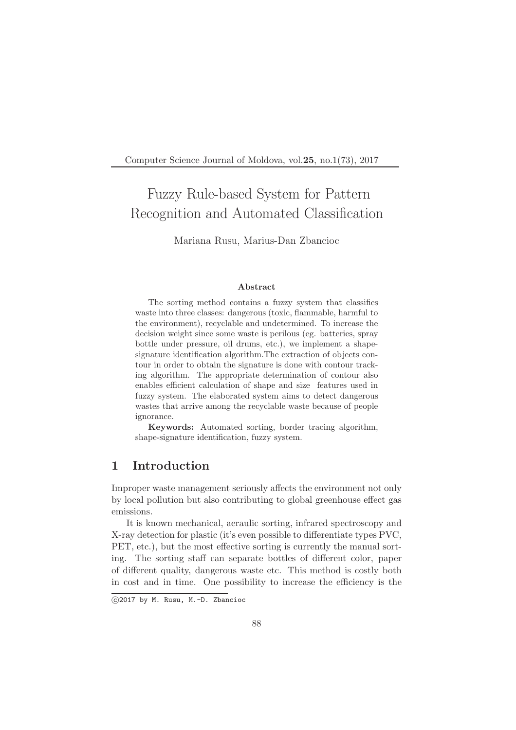# Fuzzy Rule-based System for Pattern Recognition and Automated Classification

Mariana Rusu, Marius-Dan Zbancioc

**Abstract**

The sorting method contains a fuzzy system that classifies waste into three classes: dangerous (toxic, flammable, harmful to the environment), recyclable and undetermined. To increase the decision weight since some waste is perilous (eg. batteries, spray bottle under pressure, oil drums, etc.), we implement a shape-signature identification algorithm.The extraction of objects contour in order to obtain the signature is done with contour tracking algorithm. The appropriate determination of contour also enables efficient calculation of shape and size features used in fuzzy system. The elaborated system aims to detect dangerous wastes that arrive among the recyclable waste because of people ignorance.

**Keywords:** Automated sorting, border tracing algorithm, shape-signature identification, fuzzy system.

## 1 Introduction

Improper waste management seriously affects the environment not only by local pollution but also contributing to global greenhouse effect gas emissions.

It is known mechanical, aeraulic sorting, infrared spectroscopy and X-ray detection for plastic (it's even possible to differentiate types PVC, PET, etc.), but the most effective sorting is currently the manual sorting. The sorting staff can separate bottles of different color, paper of different quality, dangerous waste etc. This method is costly both in cost and in time. One possibility to increase the efficiency is the

©2017 by M. Rusu, M.-D. Zbancioc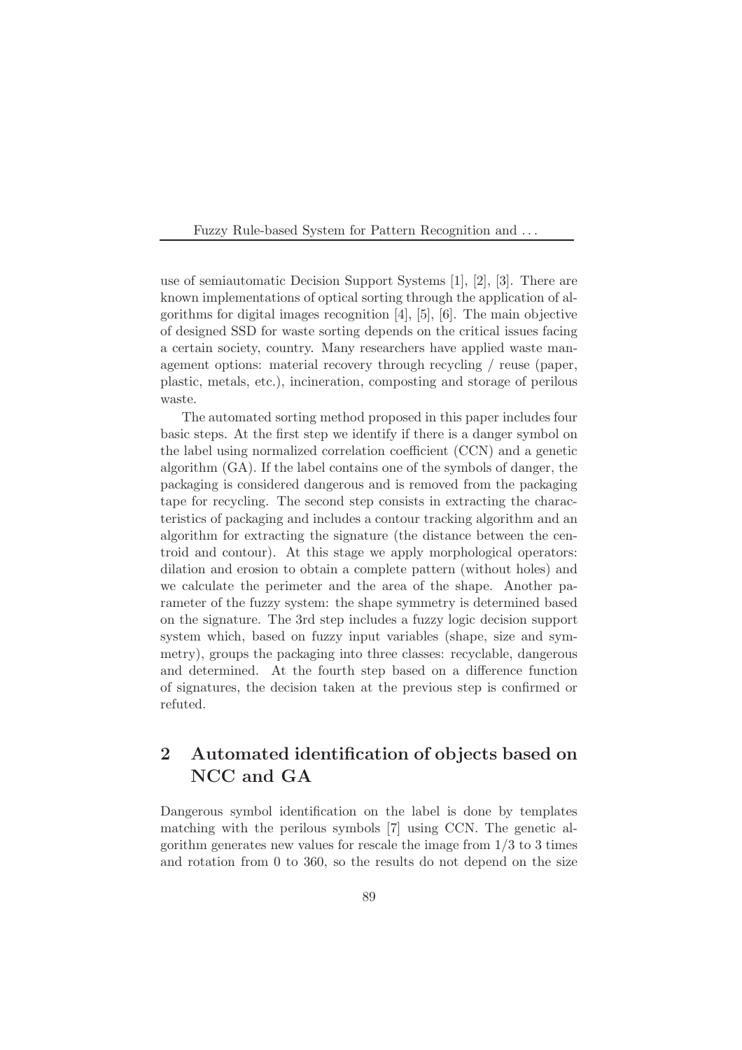use of semiautomatic Decision Support Systems [1], [2], [3]. There are known implementations of optical sorting through the application of algorithms for digital images recognition [4], [5], [6]. The main objective of designed SSD for waste sorting depends on the critical issues facing a certain society, country. Many researchers have applied waste management options: material recovery through recycling / reuse (paper, plastic, metals, etc.), incineration, composting and storage of perilous waste.

The automated sorting method proposed in this paper includes four basic steps. At the first step we identify if there is a danger symbol on the label using normalized correlation coefficient (CCN) and a genetic algorithm (GA). If the label contains one of the symbols of danger, the packaging is considered dangerous and is removed from the packaging tape for recycling. The second step consists in extracting the characteristics of packaging and includes a contour tracking algorithm and an algorithm for extracting the signature (the distance between the centroid and contour). At this stage we apply morphological operators: dilation and erosion to obtain a complete pattern (without holes) and we calculate the perimeter and the area of the shape. Another parameter of the fuzzy system: the shape symmetry is determined based on the signature. The 3rd step includes a fuzzy logic decision support system which, based on fuzzy input variables (shape, size and symmetry), groups the packaging into three classes: recyclable, dangerous and determined. At the fourth step based on a difference function of signatures, the decision taken at the previous step is confirmed or refuted.

## 2 Automated identification of objects based on NCC and GA

Dangerous symbol identification on the label is done by templates matching with the perilous symbols [7] using CCN. The genetic algorithm generates new values for rescale the image from 1/3 to 3 times and rotation from 0 to 360, so the results do not depend on the size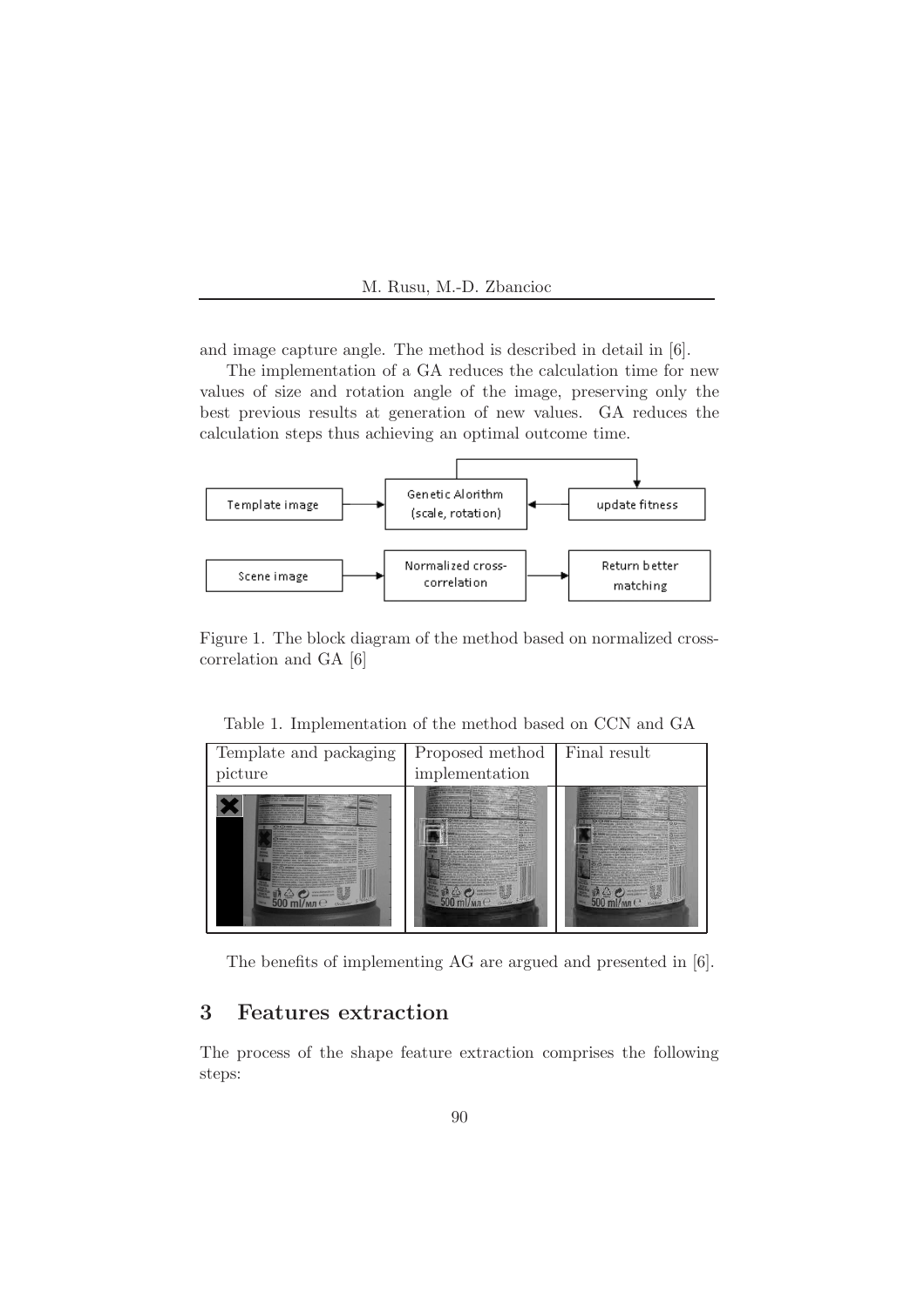and image capture angle. The method is described in detail in [6].

The implementation of a GA reduces the calculation time for new values of size and rotation angle of the image, preserving only the best previous results at generation of new values. GA reduces the calculation steps thus achieving an optimal outcome time.

Figure 1. The block diagram of the method based on normalized cross-correlation and GA [6]

Table 1. Implementation of the method based on CCN and GA

| Template and packaging picture | Proposed method implementation | Final result |
| --- | --- | --- |
| | | |

The benefits of implementing AG are argued and presented in [6].

## 3 Features extraction

The process of the shape feature extraction comprises the following steps: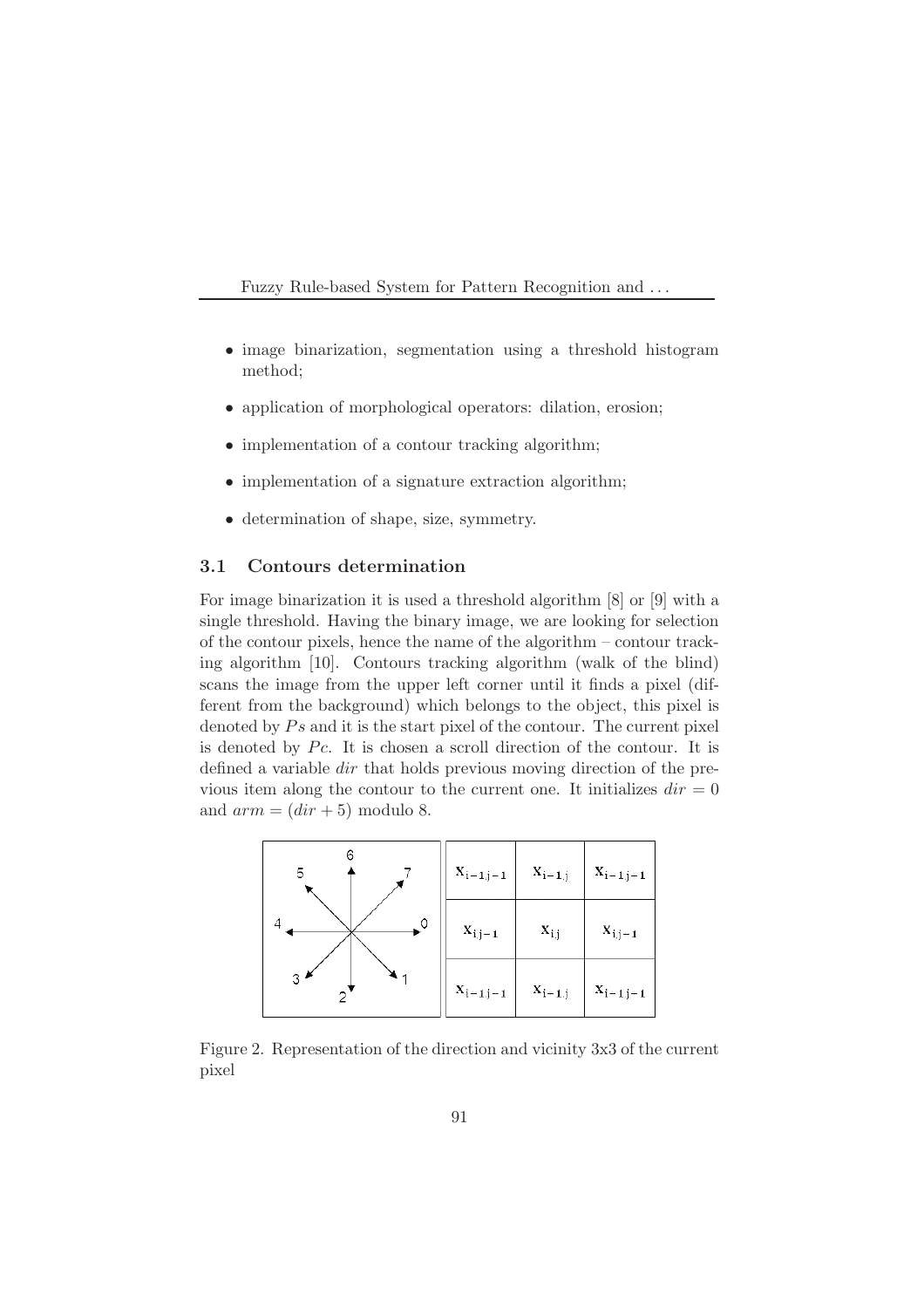- image binarization, segmentation using a threshold histogram method;
- application of morphological operators: dilation, erosion;
- implementation of a contour tracking algorithm;
- implementation of a signature extraction algorithm;
- determination of shape, size, symmetry.

### 3.1 Contours determination

For image binarization it is used a threshold algorithm [8] or [9] with a single threshold. Having the binary image, we are looking for selection of the contour pixels, hence the name of the algorithm – contour tracking algorithm [10]. Contours tracking algorithm (walk of the blind) scans the image from the upper left corner until it finds a pixel (different from the background) which belongs to the object, this pixel is denoted by $Ps$ and it is the start pixel of the contour. The current pixel is denoted by $Pc$. It is chosen a scroll direction of the contour. It is defined a variable $dir$ that holds previous moving direction of the previous item along the contour to the current one. It initializes $dir = 0$ and $arm = (dir + 5)$ modulo 8.

| $x_{i-1,j-1}$ | $x_{i-1,j}$ | $x_{i-1,j-1}$ |
|---|---|---|
| $x_{i,j-1}$ | $x_{i,j}$ | $x_{i,j-1}$ |
| $x_{i-1,j-1}$ | $x_{i-1,j}$ | $x_{i-1,j-1}$ |

Figure 2. Representation of the direction and vicinity 3x3 of the current pixel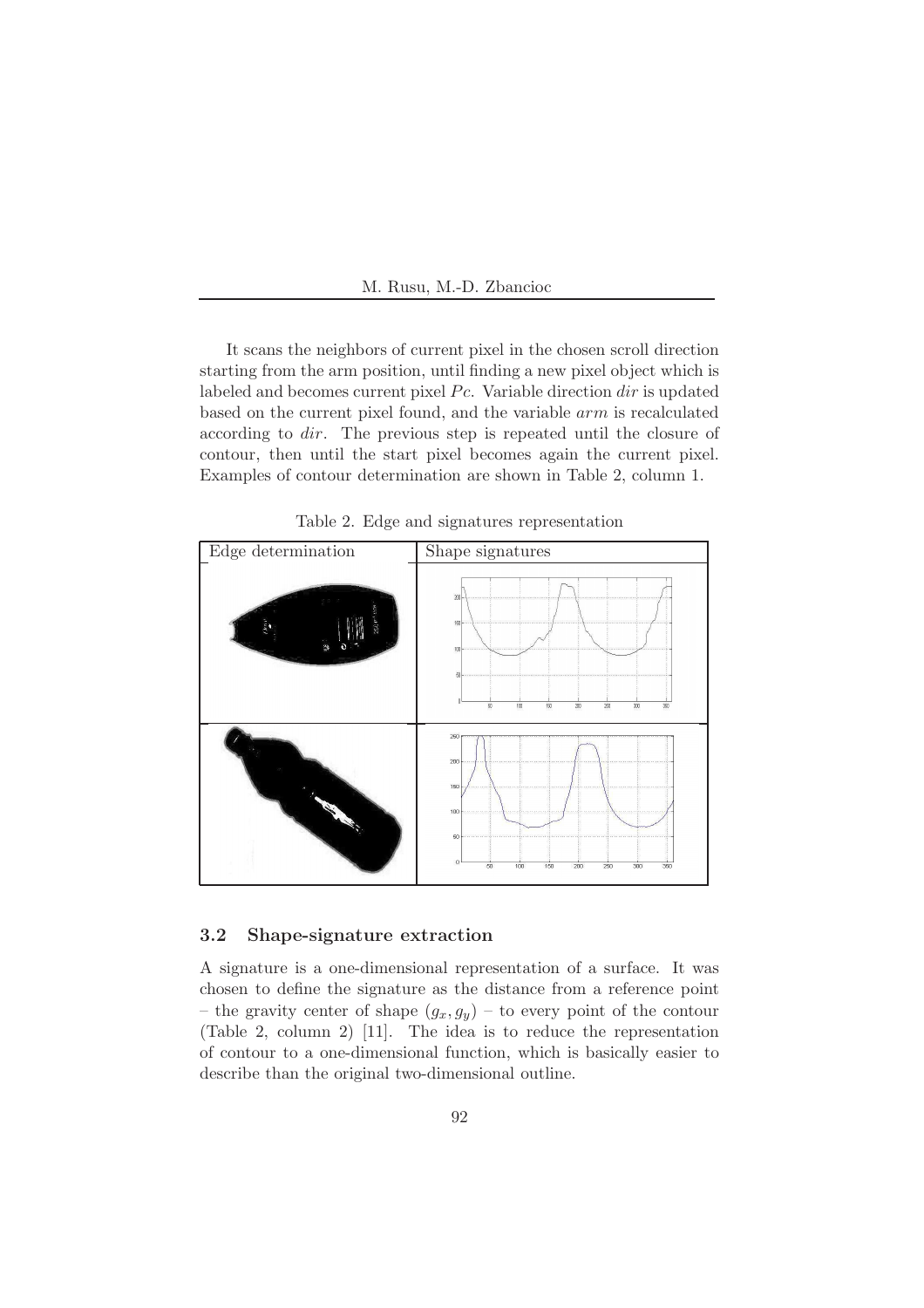It scans the neighbors of current pixel in the chosen scroll direction starting from the arm position, until finding a new pixel object which is labeled and becomes current pixel $Pc$. Variable direction $dir$ is updated based on the current pixel found, and the variable $arm$ is recalculated according to $dir$. The previous step is repeated until the closure of contour, then until the start pixel becomes again the current pixel. Examples of contour determination are shown in Table 2, column 1.

Table 2. Edge and signatures representation

| Edge determination | Shape signatures |
|---|---|
| | |
| | |

### 3.2 Shape-signature extraction

A signature is a one-dimensional representation of a surface. It was chosen to define the signature as the distance from a reference point – the gravity center of shape $(g_x, g_y)$ – to every point of the contour (Table 2, column 2) [11]. The idea is to reduce the representation of contour to a one-dimensional function, which is basically easier to describe than the original two-dimensional outline.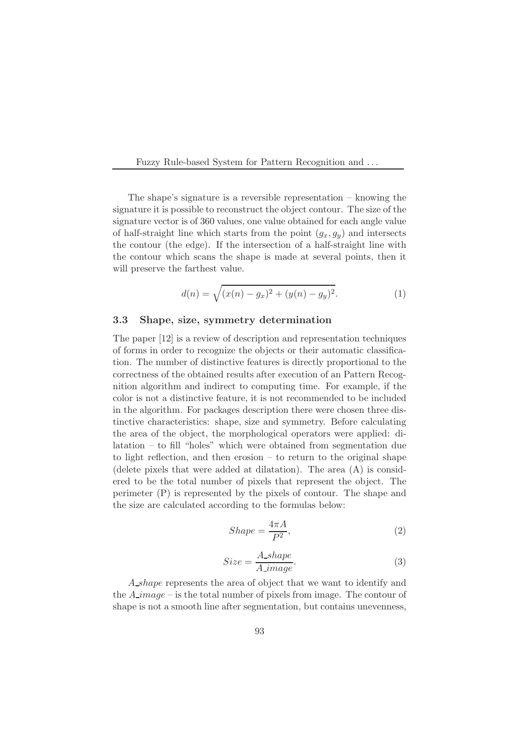The shape's signature is a reversible representation – knowing the signature it is possible to reconstruct the object contour. The size of the signature vector is of 360 values, one value obtained for each angle value of half-straight line which starts from the point $(g_x, g_y)$ and intersects the contour (the edge). If the intersection of a half-straight line with the contour which scans the shape is made at several points, then it will preserve the farthest value.

$$d(n) = \sqrt{(x(n) - g_x)^2 + (y(n) - g_y)^2}. \tag{1}$$

### 3.3 Shape, size, symmetry determination

The paper [12] is a review of description and representation techniques of forms in order to recognize the objects or their automatic classification. The number of distinctive features is directly proportional to the correctness of the obtained results after execution of an Pattern Recognition algorithm and indirect to computing time. For example, if the color is not a distinctive feature, it is not recommended to be included in the algorithm. For packages description there were chosen three distinctive characteristics: shape, size and symmetry. Before calculating the area of the object, the morphological operators were applied: dilatation – to fill "holes" which were obtained from segmentation due to light reflection, and then erosion – to return to the original shape (delete pixels that were added at dilatation). The area (A) is considered to be the total number of pixels that represent the object. The perimeter (P) is represented by the pixels of contour. The shape and the size are calculated according to the formulas below:

$$Shape = \frac{4\pi A}{P^2}, \tag{2}$$

$$Size = \frac{A\_shape}{A\_image}. \tag{3}$$

*A_shape* represents the area of object that we want to identify and the *A_image* – is the total number of pixels from image. The contour of shape is not a smooth line after segmentation, but contains unevenness,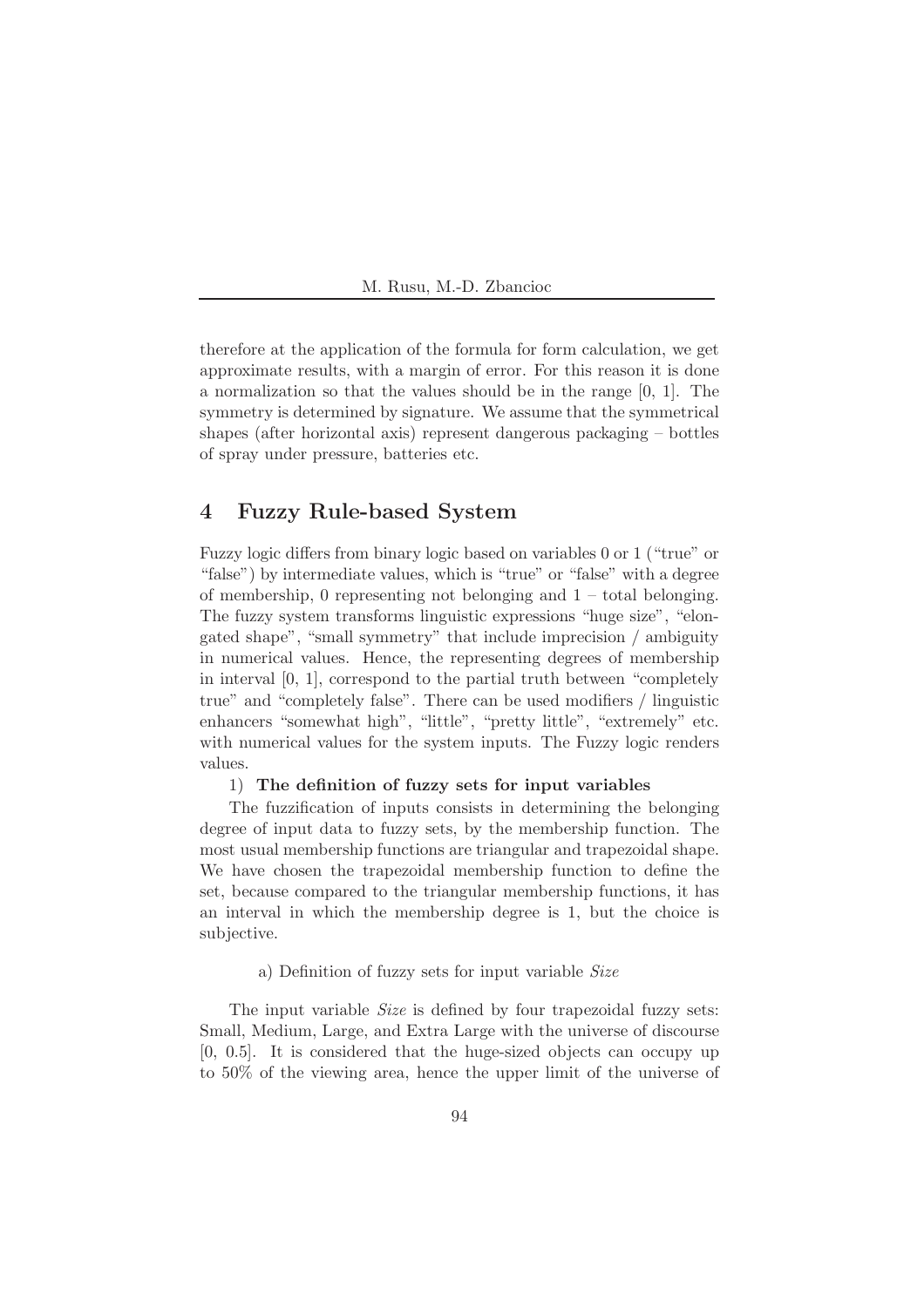therefore at the application of the formula for form calculation, we get approximate results, with a margin of error. For this reason it is done a normalization so that the values should be in the range [0, 1]. The symmetry is determined by signature. We assume that the symmetrical shapes (after horizontal axis) represent dangerous packaging – bottles of spray under pressure, batteries etc.

## 4 Fuzzy Rule-based System

Fuzzy logic differs from binary logic based on variables 0 or 1 ("true" or "false") by intermediate values, which is "true" or "false" with a degree of membership, 0 representing not belonging and 1 – total belonging. The fuzzy system transforms linguistic expressions "huge size", "elongated shape", "small symmetry" that include imprecision / ambiguity in numerical values. Hence, the representing degrees of membership in interval [0, 1], correspond to the partial truth between "completely true" and "completely false". There can be used modifiers / linguistic enhancers "somewhat high", "little", "pretty little", "extremely" etc. with numerical values for the system inputs. The Fuzzy logic renders values.

1) **The definition of fuzzy sets for input variables**

The fuzzification of inputs consists in determining the belonging degree of input data to fuzzy sets, by the membership function. The most usual membership functions are triangular and trapezoidal shape. We have chosen the trapezoidal membership function to define the set, because compared to the triangular membership functions, it has an interval in which the membership degree is 1, but the choice is subjective.

a) Definition of fuzzy sets for input variable *Size*

The input variable *Size* is defined by four trapezoidal fuzzy sets: Small, Medium, Large, and Extra Large with the universe of discourse [0, 0.5]. It is considered that the huge-sized objects can occupy up to 50% of the viewing area, hence the upper limit of the universe of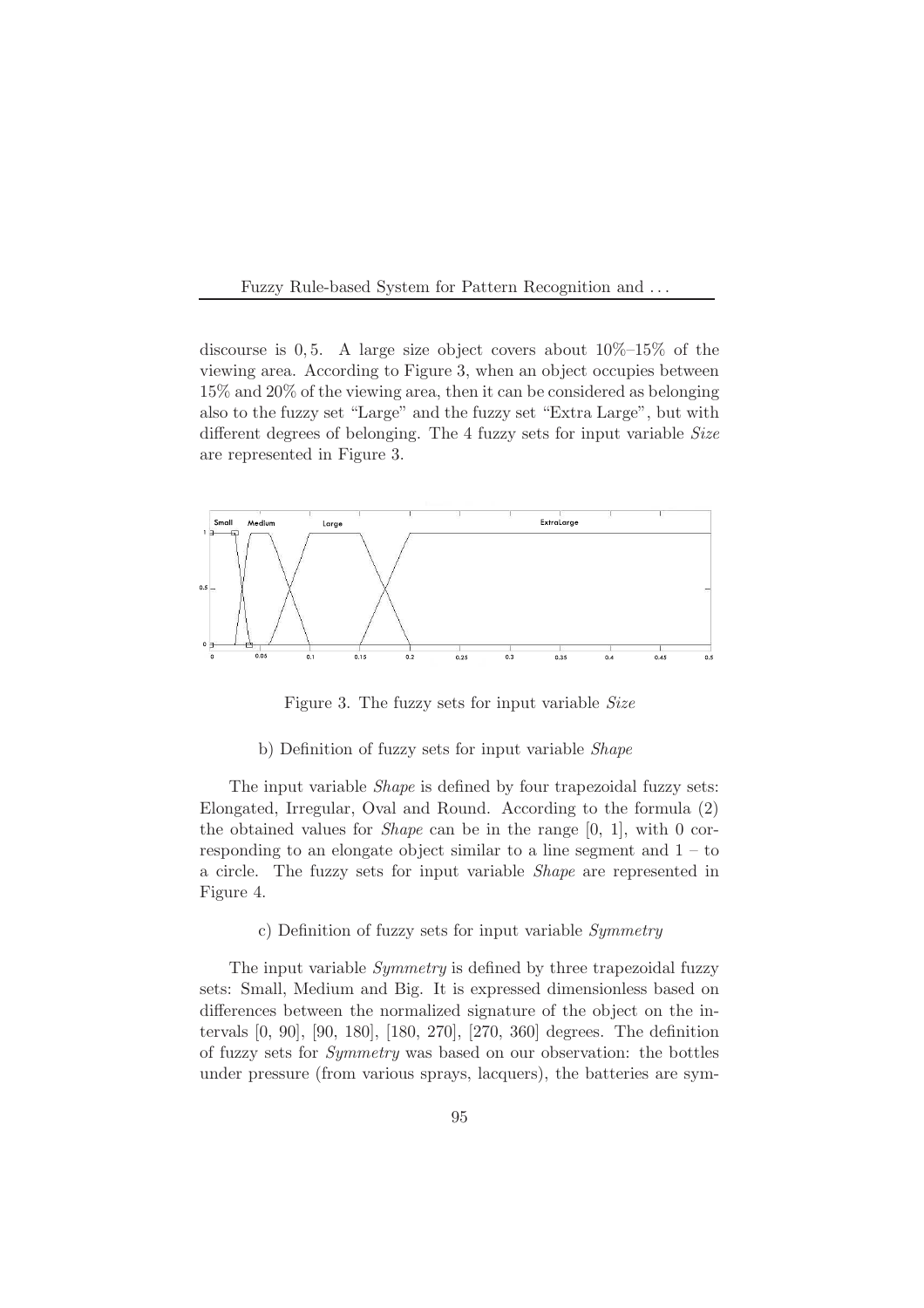discourse is 0, 5. A large size object covers about 10%–15% of the viewing area. According to Figure 3, when an object occupies between 15% and 20% of the viewing area, then it can be considered as belonging also to the fuzzy set "Large" and the fuzzy set "Extra Large", but with different degrees of belonging. The 4 fuzzy sets for input variable *Size* are represented in Figure 3.

Figure 3. The fuzzy sets for input variable *Size*

b) Definition of fuzzy sets for input variable *Shape*

The input variable *Shape* is defined by four trapezoidal fuzzy sets: Elongated, Irregular, Oval and Round. According to the formula (2) the obtained values for *Shape* can be in the range [0, 1], with 0 corresponding to an elongate object similar to a line segment and 1 – to a circle. The fuzzy sets for input variable *Shape* are represented in Figure 4.

c) Definition of fuzzy sets for input variable *Symmetry*

The input variable *Symmetry* is defined by three trapezoidal fuzzy sets: Small, Medium and Big. It is expressed dimensionless based on differences between the normalized signature of the object on the intervals [0, 90], [90, 180], [180, 270], [270, 360] degrees. The definition of fuzzy sets for *Symmetry* was based on our observation: the bottles under pressure (from various sprays, lacquers), the batteries are sym-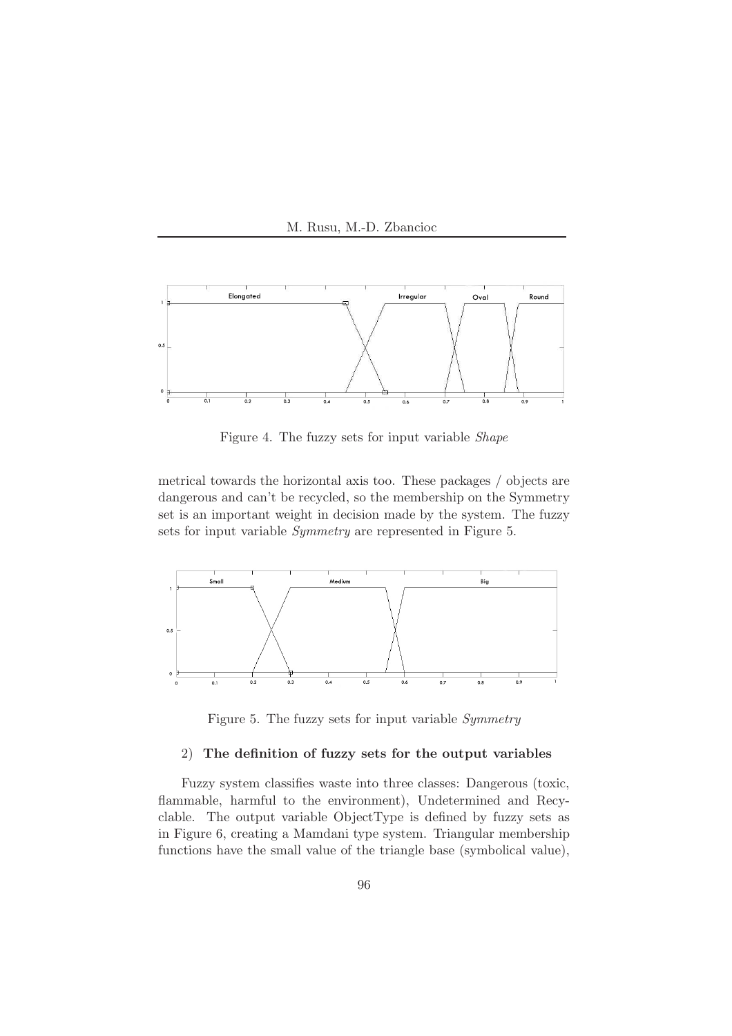Figure 4. The fuzzy sets for input variable *Shape*

metrical towards the horizontal axis too. These packages / objects are dangerous and can't be recycled, so the membership on the Symmetry set is an important weight in decision made by the system. The fuzzy sets for input variable *Symmetry* are represented in Figure 5.

Figure 5. The fuzzy sets for input variable *Symmetry*

2) **The definition of fuzzy sets for the output variables**

Fuzzy system classifies waste into three classes: Dangerous (toxic, flammable, harmful to the environment), Undetermined and Recyclable. The output variable ObjectType is defined by fuzzy sets as in Figure 6, creating a Mamdani type system. Triangular membership functions have the small value of the triangle base (symbolical value),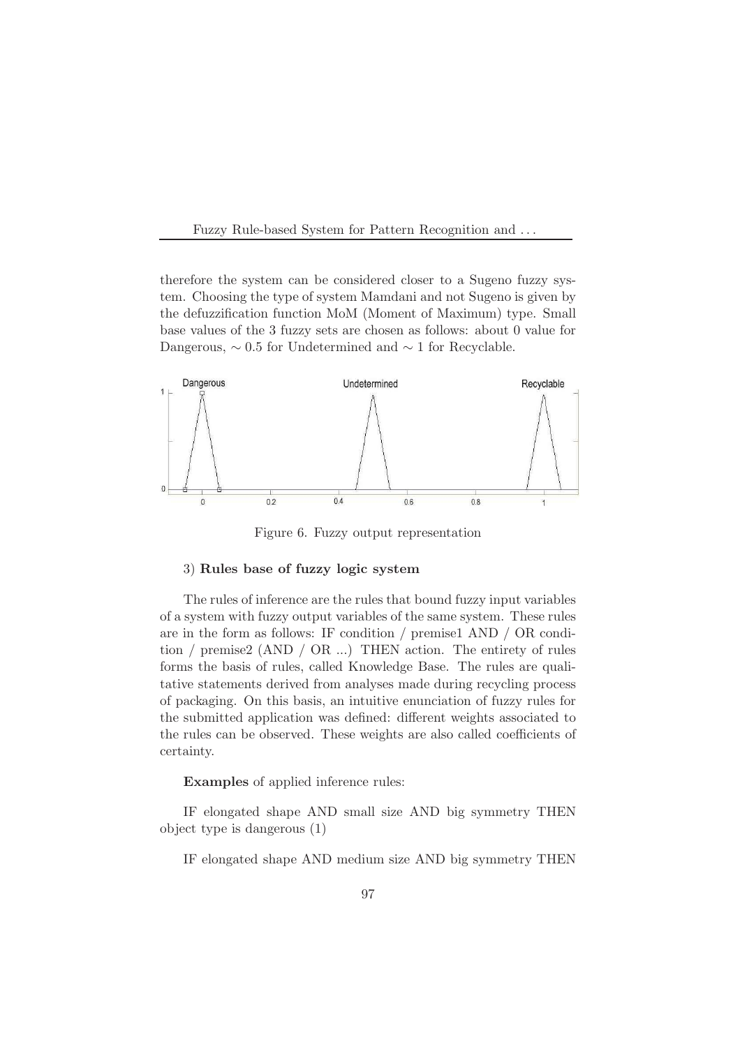therefore the system can be considered closer to a Sugeno fuzzy system. Choosing the type of system Mamdani and not Sugeno is given by the defuzzification function MoM (Moment of Maximum) type. Small base values of the 3 fuzzy sets are chosen as follows: about 0 value for Dangerous, $\sim 0.5$ for Undetermined and $\sim 1$ for Recyclable.

Figure 6. Fuzzy output representation

3) **Rules base of fuzzy logic system**

The rules of inference are the rules that bound fuzzy input variables of a system with fuzzy output variables of the same system. These rules are in the form as follows: IF condition / premise1 AND / OR condition / premise2 (AND / OR ...) THEN action. The entirety of rules forms the basis of rules, called Knowledge Base. The rules are qualitative statements derived from analyses made during recycling process of packaging. On this basis, an intuitive enunciation of fuzzy rules for the submitted application was defined: different weights associated to the rules can be observed. These weights are also called coefficients of certainty.

**Examples** of applied inference rules:

IF elongated shape AND small size AND big symmetry THEN object type is dangerous (1)

IF elongated shape AND medium size AND big symmetry THEN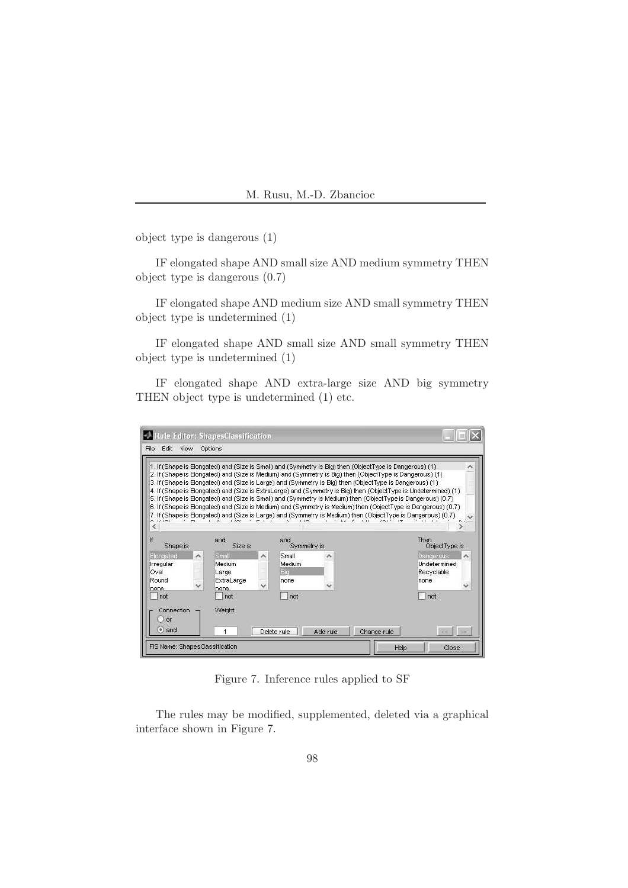object type is dangerous (1)

IF elongated shape AND small size AND medium symmetry THEN object type is dangerous (0.7)

IF elongated shape AND medium size AND small symmetry THEN object type is undetermined (1)

IF elongated shape AND small size AND small symmetry THEN object type is undetermined (1)

IF elongated shape AND extra-large size AND big symmetry THEN object type is undetermined (1) etc.

Figure 7. Inference rules applied to SF

The rules may be modified, supplemented, deleted via a graphical interface shown in Figure 7.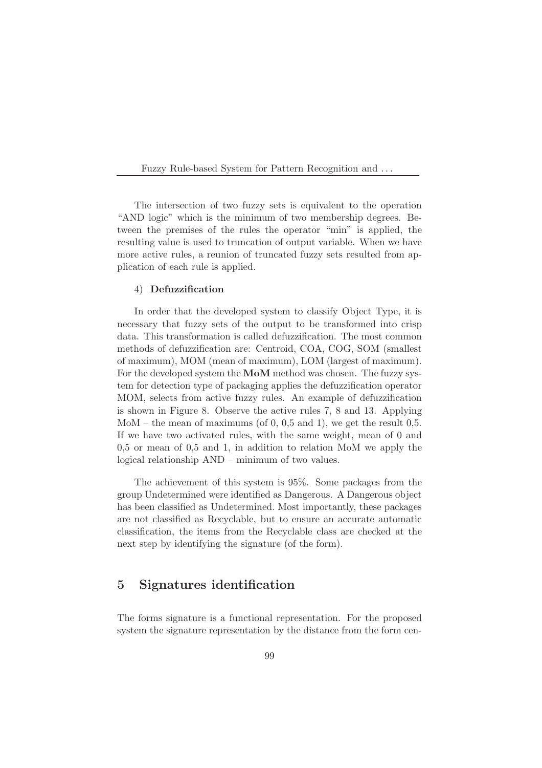The intersection of two fuzzy sets is equivalent to the operation "AND logic" which is the minimum of two membership degrees. Between the premises of the rules the operator "min" is applied, the resulting value is used to truncation of output variable. When we have more active rules, a reunion of truncated fuzzy sets resulted from application of each rule is applied.

4) **Defuzzification**

In order that the developed system to classify Object Type, it is necessary that fuzzy sets of the output to be transformed into crisp data. This transformation is called defuzzification. The most common methods of defuzzification are: Centroid, COA, COG, SOM (smallest of maximum), MOM (mean of maximum), LOM (largest of maximum). For the developed system the **MoM** method was chosen. The fuzzy system for detection type of packaging applies the defuzzification operator MOM, selects from active fuzzy rules. An example of defuzzification is shown in Figure 8. Observe the active rules 7, 8 and 13. Applying MoM – the mean of maximums (of 0, 0,5 and 1), we get the result 0,5. If we have two activated rules, with the same weight, mean of 0 and 0,5 or mean of 0,5 and 1, in addition to relation MoM we apply the logical relationship AND – minimum of two values.

The achievement of this system is 95%. Some packages from the group Undetermined were identified as Dangerous. A Dangerous object has been classified as Undetermined. Most importantly, these packages are not classified as Recyclable, but to ensure an accurate automatic classification, the items from the Recyclable class are checked at the next step by identifying the signature (of the form).

## 5 Signatures identification

The forms signature is a functional representation. For the proposed system the signature representation by the distance from the form cen-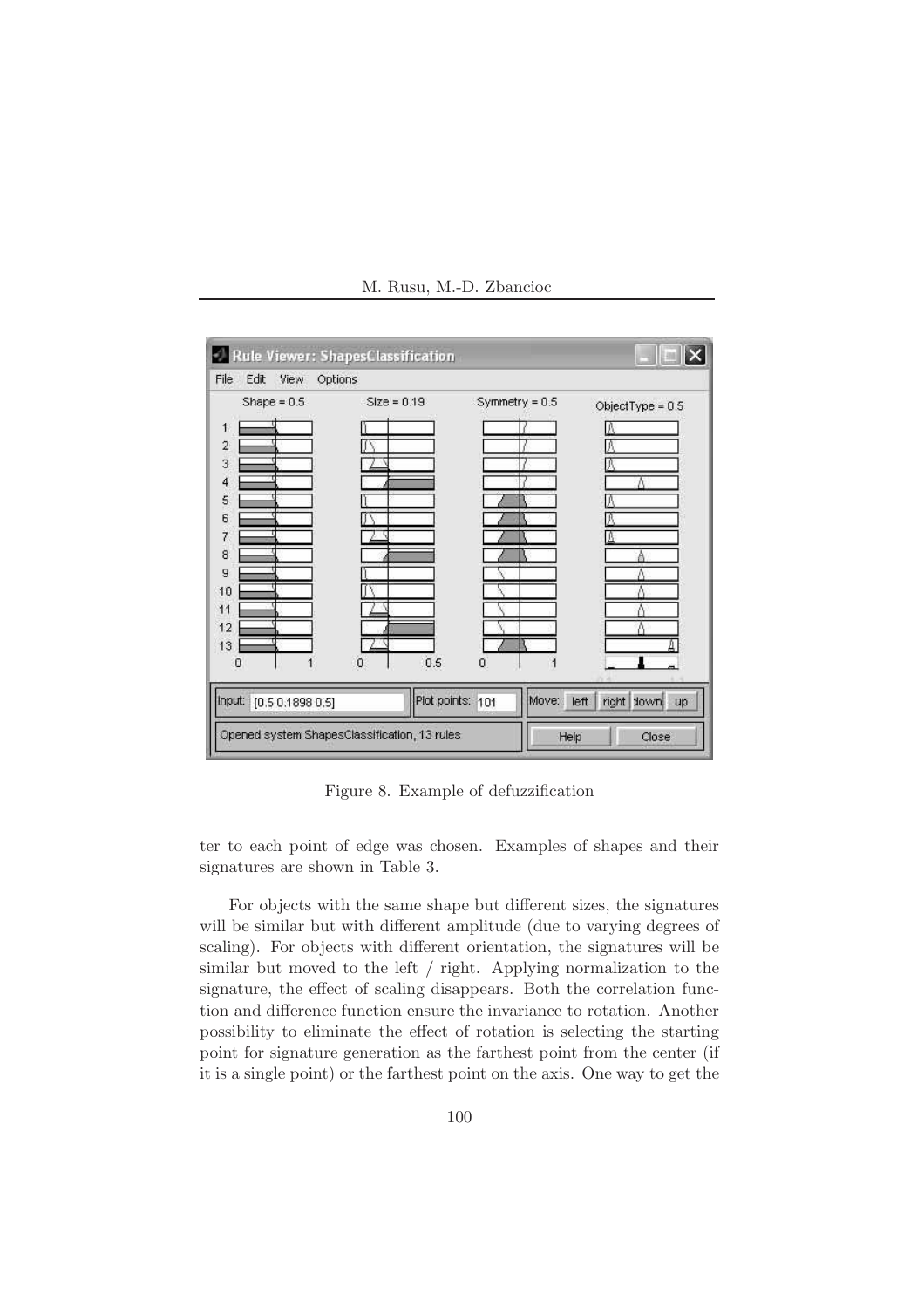Figure 8. Example of defuzzification

ter to each point of edge was chosen. Examples of shapes and their signatures are shown in Table 3.

For objects with the same shape but different sizes, the signatures will be similar but with different amplitude (due to varying degrees of scaling). For objects with different orientation, the signatures will be similar but moved to the left / right. Applying normalization to the signature, the effect of scaling disappears. Both the correlation function and difference function ensure the invariance to rotation. Another possibility to eliminate the effect of rotation is selecting the starting point for signature generation as the farthest point from the center (if it is a single point) or the farthest point on the axis. One way to get the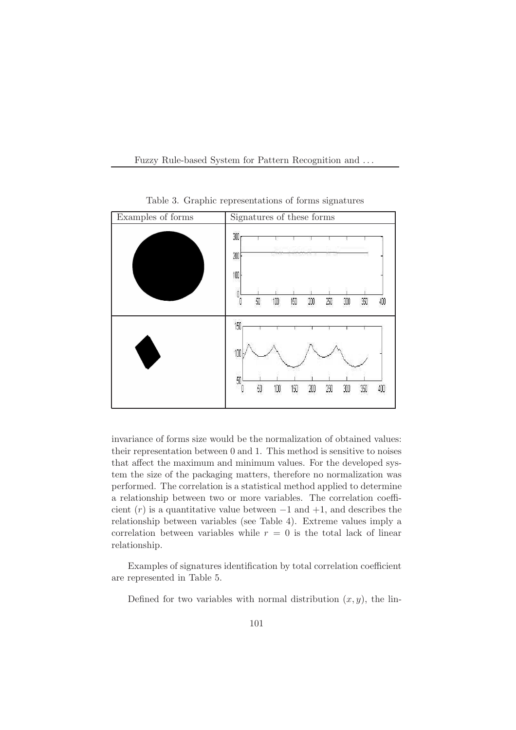Table 3. Graphic representations of forms signatures

| Examples of forms | Signatures of these forms |
| --- | --- |
| | |
| | |

invariance of forms size would be the normalization of obtained values: their representation between 0 and 1. This method is sensitive to noises that affect the maximum and minimum values. For the developed system the size of the packaging matters, therefore no normalization was performed. The correlation is a statistical method applied to determine a relationship between two or more variables. The correlation coefficient ($r$) is a quantitative value between $-1$ and $+1$, and describes the relationship between variables (see Table 4). Extreme values imply a correlation between variables while $r = 0$ is the total lack of linear relationship.

Examples of signatures identification by total correlation coefficient are represented in Table 5.

Defined for two variables with normal distribution $(x, y)$, the lin-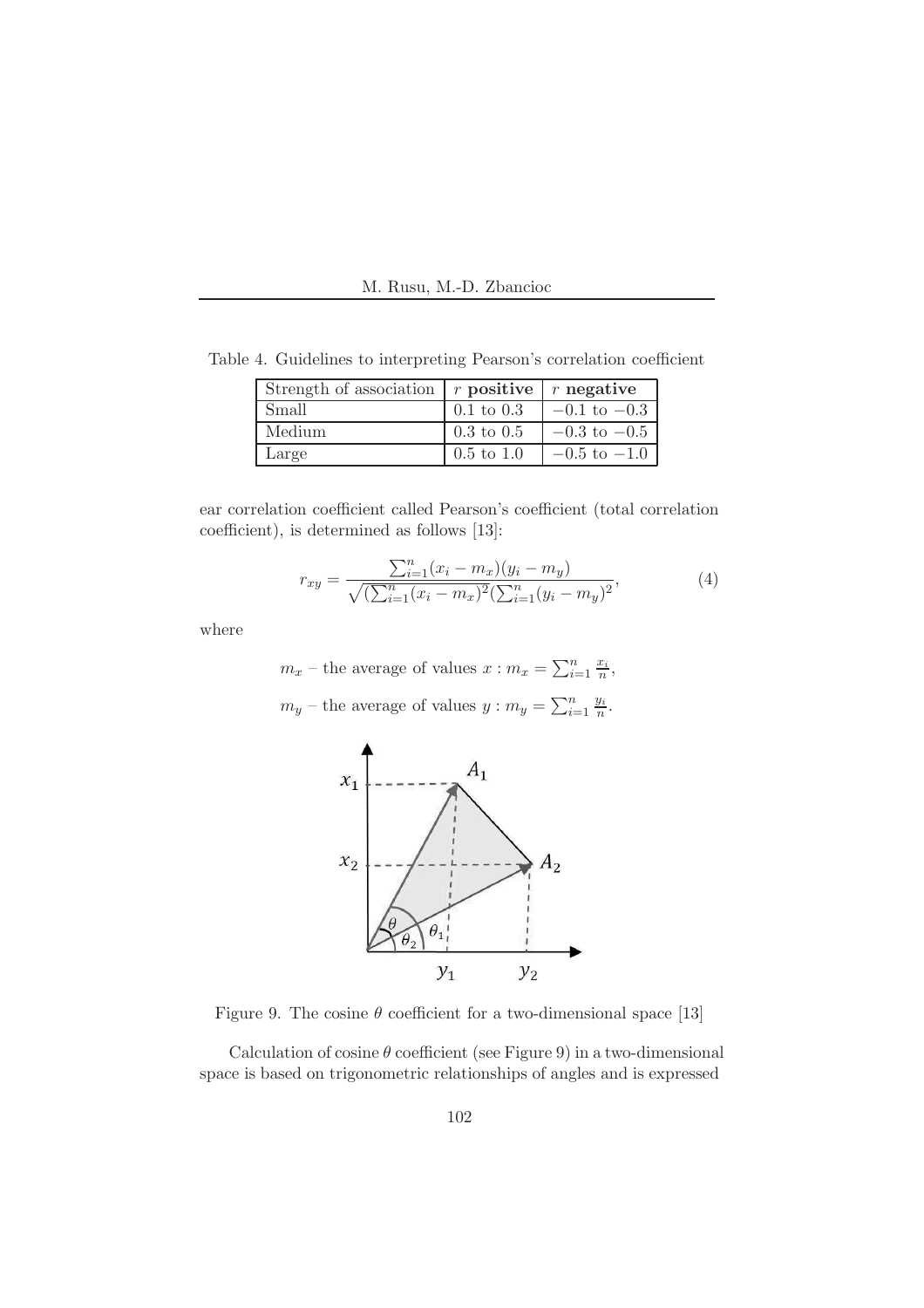Table 4. Guidelines to interpreting Pearson's correlation coefficient

| Strength of association | $r$ **positive** | $r$ **negative** |
|---|---|---|
| Small | 0.1 to 0.3 | $-0.1$ to $-0.3$ |
| Medium | 0.3 to 0.5 | $-0.3$ to $-0.5$ |
| Large | 0.5 to 1.0 | $-0.5$ to $-1.0$ |

ear correlation coefficient called Pearson's coefficient (total correlation coefficient), is determined as follows [13]:

$$r_{xy} = \frac{\sum_{i=1}^{n}(x_i - m_x)(y_i - m_y)}{\sqrt{(\sum_{i=1}^{n}(x_i - m_x)^2(\sum_{i=1}^{n}(y_i - m_y)^2}}, \tag{4}$$

where

$m_x$ – the average of values $x : m_x = \sum_{i=1}^{n} \frac{x_i}{n}$,

$m_y$ – the average of values $y : m_y = \sum_{i=1}^{n} \frac{y_i}{n}$.

Figure 9. The cosine $\theta$ coefficient for a two-dimensional space [13]

Calculation of cosine $\theta$ coefficient (see Figure 9) in a two-dimensional space is based on trigonometric relationships of angles and is expressed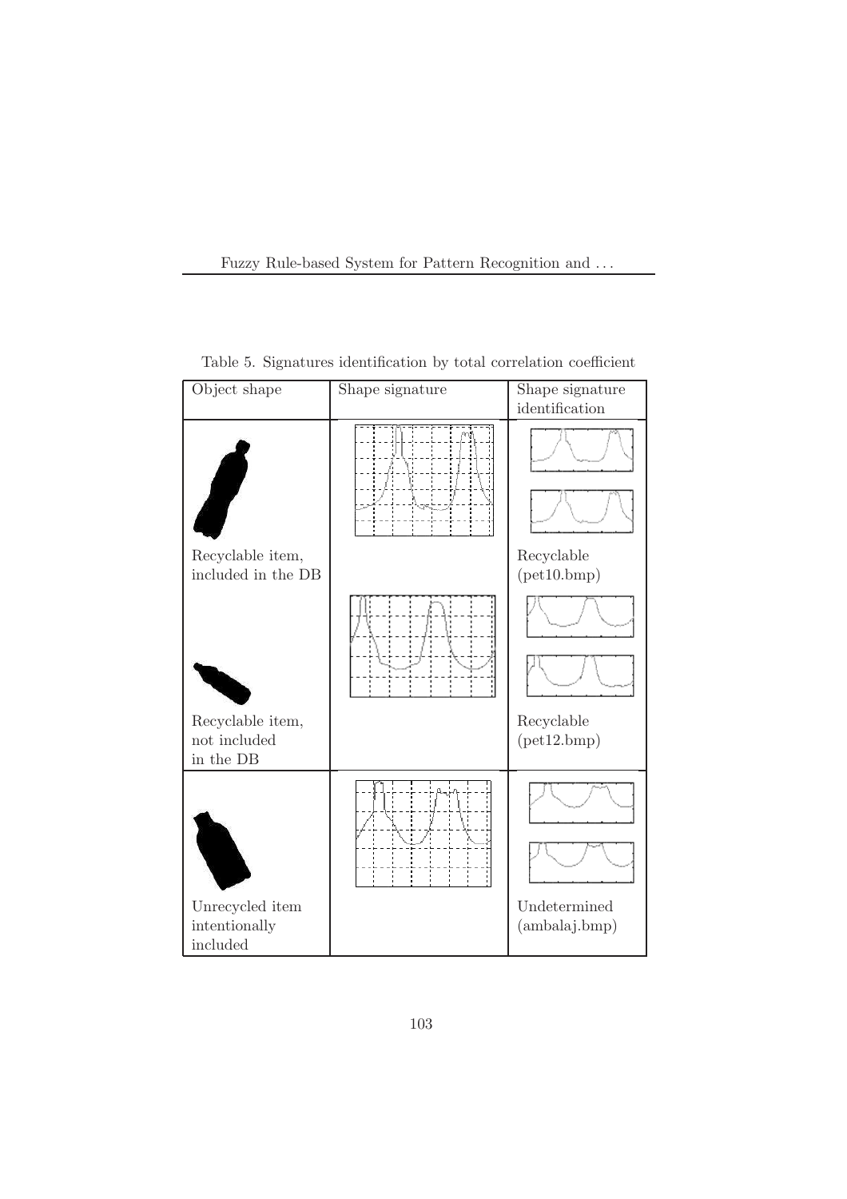Table 5. Signatures identification by total correlation coefficient

| Object shape | Shape signature | Shape signature identification |
|---|---|---|
| Recyclable item, included in the DB | | Recyclable (pet10.bmp) |
| Recyclable item, not included in the DB | | Recyclable (pet12.bmp) |
| Unrecycled item intentionally included | | Undetermined (ambalaj.bmp) |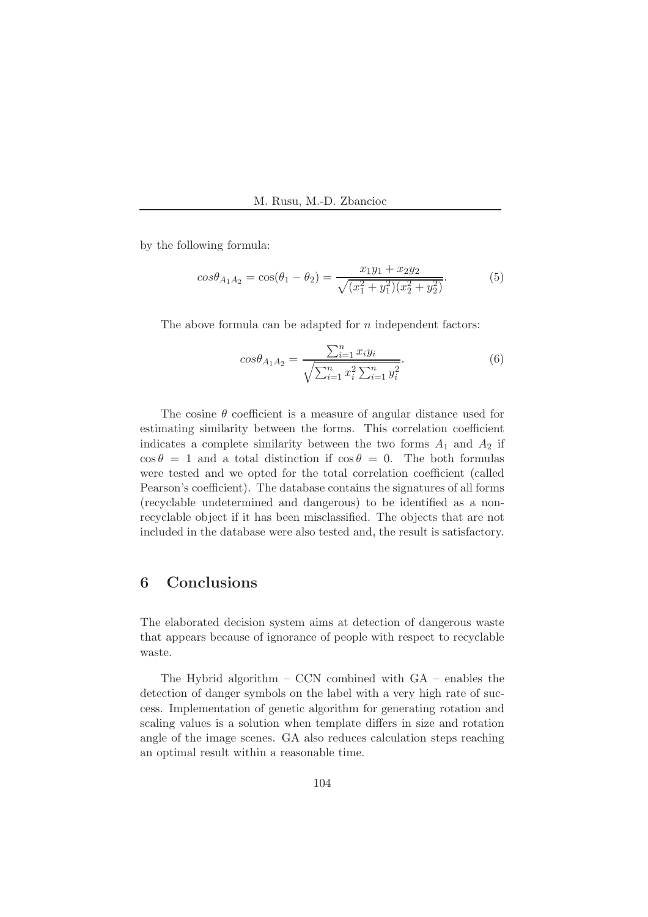by the following formula:

$$cos\theta_{A_1A_2} = \cos(\theta_1 - \theta_2) = \frac{x_1y_1 + x_2y_2}{\sqrt{(x_1^2 + y_1^2)(x_2^2 + y_2^2)}}. \tag{5}$$

The above formula can be adapted for $n$ independent factors:

$$cos\theta_{A_1A_2} = \frac{\sum_{i=1}^{n} x_iy_i}{\sqrt{\sum_{i=1}^{n} x_i^2 \sum_{i=1}^{n} y_i^2}}. \tag{6}$$

The cosine $\theta$ coefficient is a measure of angular distance used for estimating similarity between the forms. This correlation coefficient indicates a complete similarity between the two forms $A_1$ and $A_2$ if $\cos\theta = 1$ and a total distinction if $\cos\theta = 0$. The both formulas were tested and we opted for the total correlation coefficient (called Pearson's coefficient). The database contains the signatures of all forms (recyclable undetermined and dangerous) to be identified as a non-recyclable object if it has been misclassified. The objects that are not included in the database were also tested and, the result is satisfactory.

## 6 Conclusions

The elaborated decision system aims at detection of dangerous waste that appears because of ignorance of people with respect to recyclable waste.

The Hybrid algorithm – CCN combined with GA – enables the detection of danger symbols on the label with a very high rate of success. Implementation of genetic algorithm for generating rotation and scaling values is a solution when template differs in size and rotation angle of the image scenes. GA also reduces calculation steps reaching an optimal result within a reasonable time.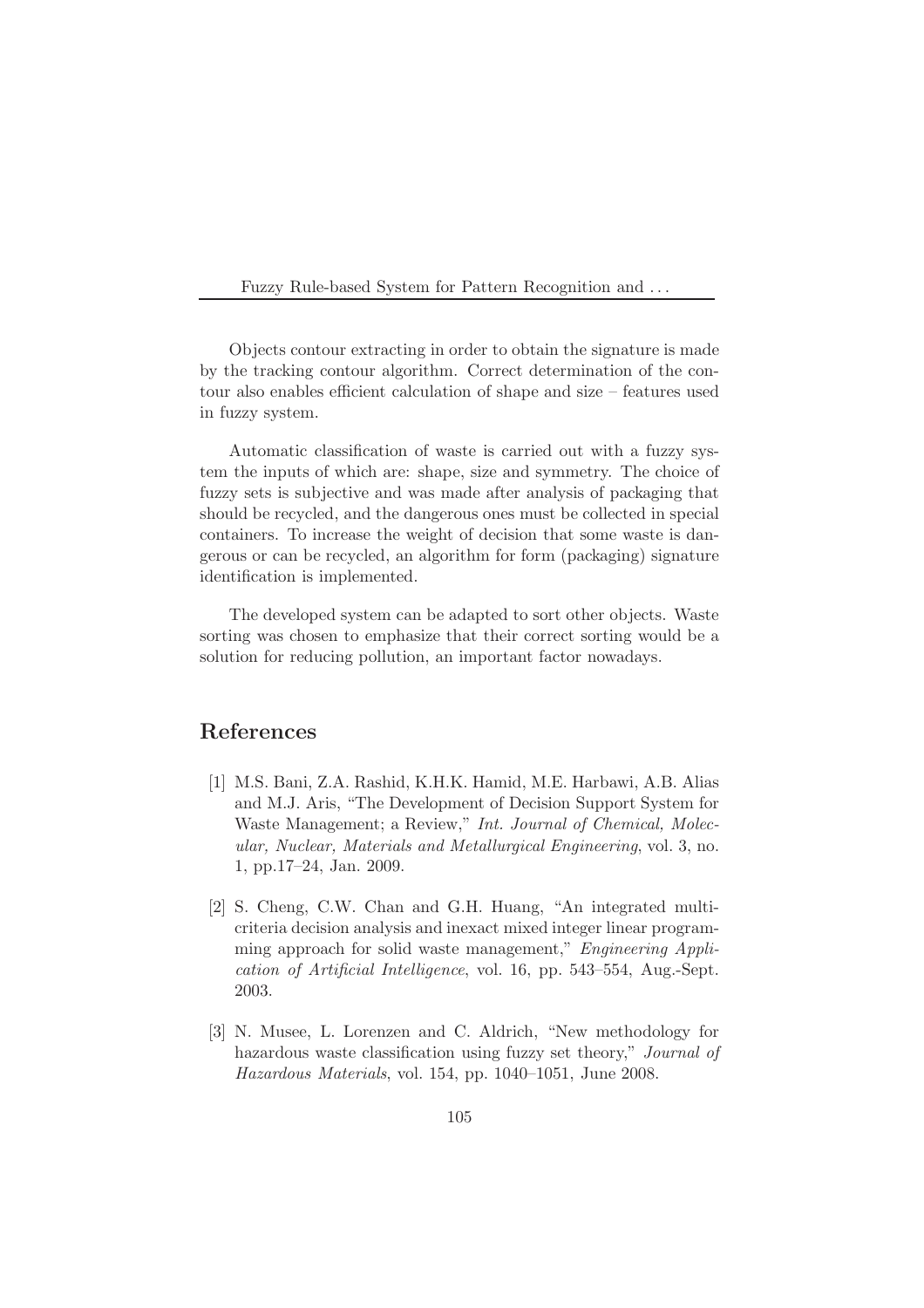Objects contour extracting in order to obtain the signature is made by the tracking contour algorithm. Correct determination of the contour also enables efficient calculation of shape and size – features used in fuzzy system.

Automatic classification of waste is carried out with a fuzzy system the inputs of which are: shape, size and symmetry. The choice of fuzzy sets is subjective and was made after analysis of packaging that should be recycled, and the dangerous ones must be collected in special containers. To increase the weight of decision that some waste is dangerous or can be recycled, an algorithm for form (packaging) signature identification is implemented.

The developed system can be adapted to sort other objects. Waste sorting was chosen to emphasize that their correct sorting would be a solution for reducing pollution, an important factor nowadays.

## References

[1] M.S. Bani, Z.A. Rashid, K.H.K. Hamid, M.E. Harbawi, A.B. Alias and M.J. Aris, "The Development of Decision Support System for Waste Management; a Review," *Int. Journal of Chemical, Molecular, Nuclear, Materials and Metallurgical Engineering*, vol. 3, no. 1, pp.17–24, Jan. 2009.

[2] S. Cheng, C.W. Chan and G.H. Huang, "An integrated multi-criteria decision analysis and inexact mixed integer linear programming approach for solid waste management," *Engineering Application of Artificial Intelligence*, vol. 16, pp. 543–554, Aug.-Sept. 2003.

[3] N. Musee, L. Lorenzen and C. Aldrich, "New methodology for hazardous waste classification using fuzzy set theory," *Journal of Hazardous Materials*, vol. 154, pp. 1040–1051, June 2008.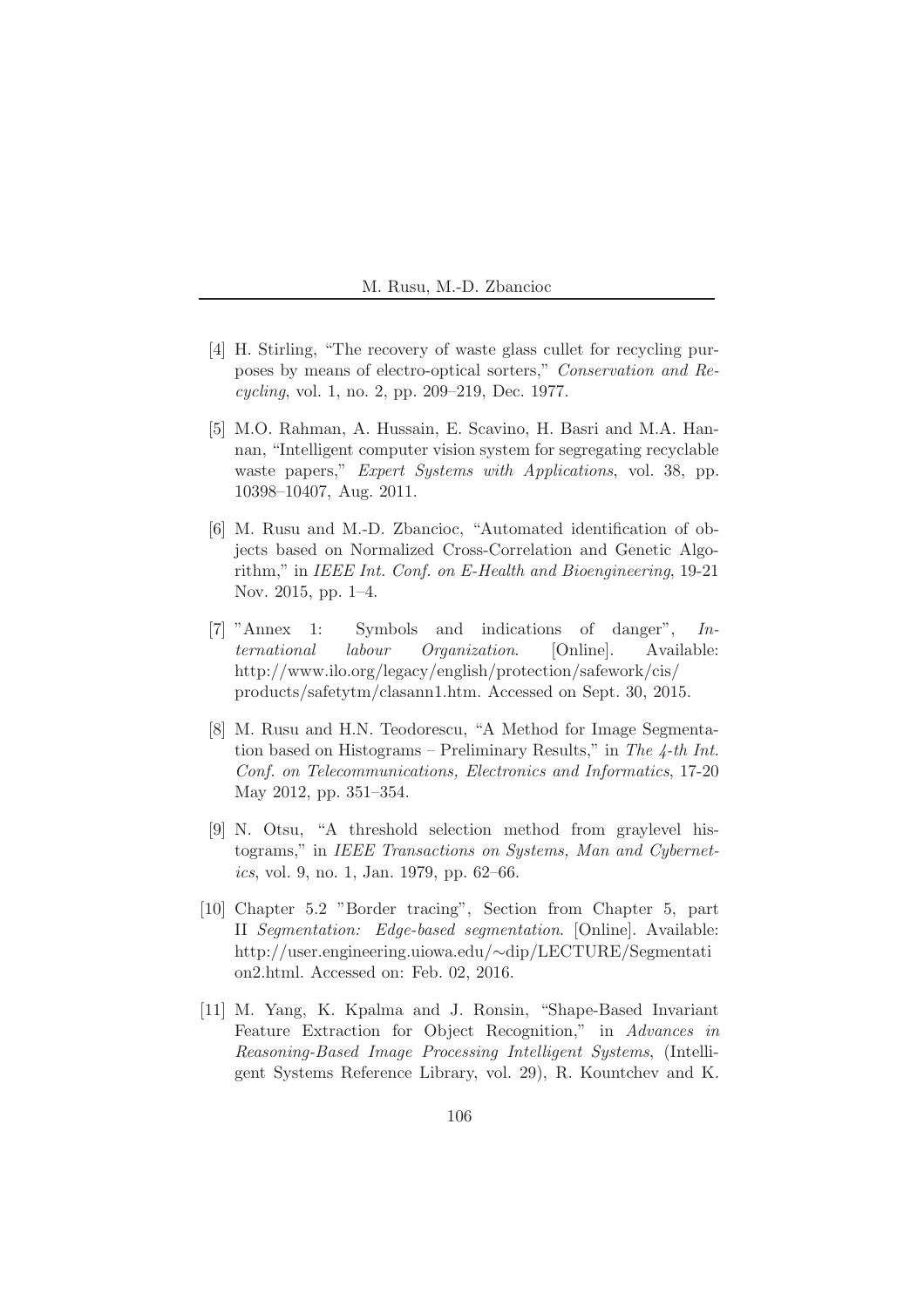[4] H. Stirling, "The recovery of waste glass cullet for recycling purposes by means of electro-optical sorters," *Conservation and Recycling*, vol. 1, no. 2, pp. 209–219, Dec. 1977.

[5] M.O. Rahman, A. Hussain, E. Scavino, H. Basri and M.A. Hannan, "Intelligent computer vision system for segregating recyclable waste papers," *Expert Systems with Applications*, vol. 38, pp. 10398–10407, Aug. 2011.

[6] M. Rusu and M.-D. Zbancioc, "Automated identification of objects based on Normalized Cross-Correlation and Genetic Algorithm," in *IEEE Int. Conf. on E-Health and Bioengineering*, 19-21 Nov. 2015, pp. 1–4.

[7] "Annex 1: Symbols and indications of danger", *International labour Organization*. [Online]. Available: http://www.ilo.org/legacy/english/protection/safework/cis/products/safetytm/clasann1.htm. Accessed on Sept. 30, 2015.

[8] M. Rusu and H.N. Teodorescu, "A Method for Image Segmentation based on Histograms – Preliminary Results," in *The 4-th Int. Conf. on Telecommunications, Electronics and Informatics*, 17-20 May 2012, pp. 351–354.

[9] N. Otsu, "A threshold selection method from graylevel histograms," in *IEEE Transactions on Systems, Man and Cybernetics*, vol. 9, no. 1, Jan. 1979, pp. 62–66.

[10] Chapter 5.2 "Border tracing", Section from Chapter 5, part II *Segmentation: Edge-based segmentation*. [Online]. Available: http://user.engineering.uiowa.edu/∼dip/LECTURE/Segmentation2.html. Accessed on: Feb. 02, 2016.

[11] M. Yang, K. Kpalma and J. Ronsin, "Shape-Based Invariant Feature Extraction for Object Recognition," in *Advances in Reasoning-Based Image Processing Intelligent Systems*, (Intelligent Systems Reference Library, vol. 29), R. Kountchev and K.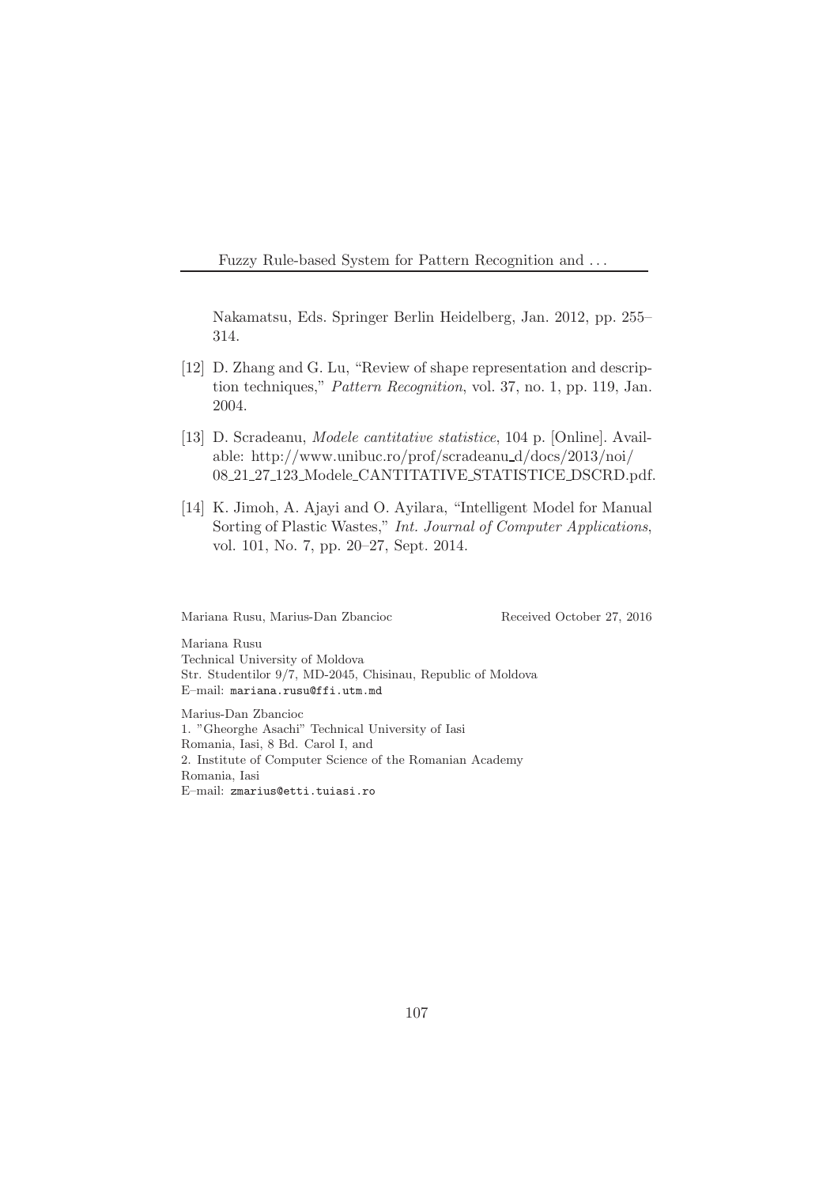Nakamatsu, Eds. Springer Berlin Heidelberg, Jan. 2012, pp. 255–314.

[12] D. Zhang and G. Lu, "Review of shape representation and description techniques," *Pattern Recognition*, vol. 37, no. 1, pp. 119, Jan. 2004.

[13] D. Scradeanu, *Modele cantitative statistice*, 104 p. [Online]. Available: http://www.unibuc.ro/prof/scradeanu_d/docs/2013/noi/08_21_27_123_Modele_CANTITATIVE_STATISTICE_DSCRD.pdf.

[14] K. Jimoh, A. Ajayi and O. Ayilara, "Intelligent Model for Manual Sorting of Plastic Wastes," *Int. Journal of Computer Applications*, vol. 101, No. 7, pp. 20–27, Sept. 2014.

Mariana Rusu, Marius-Dan Zbancioc Received October 27, 2016

Mariana Rusu
Technical University of Moldova
Str. Studentilor 9/7, MD-2045, Chisinau, Republic of Moldova
E–mail: mariana.rusu@ffi.utm.md

Marius-Dan Zbancioc
1. "Gheorghe Asachi" Technical University of Iasi
Romania, Iasi, 8 Bd. Carol I, and
2. Institute of Computer Science of the Romanian Academy
Romania, Iasi
E–mail: zmarius@etti.tuiasi.ro